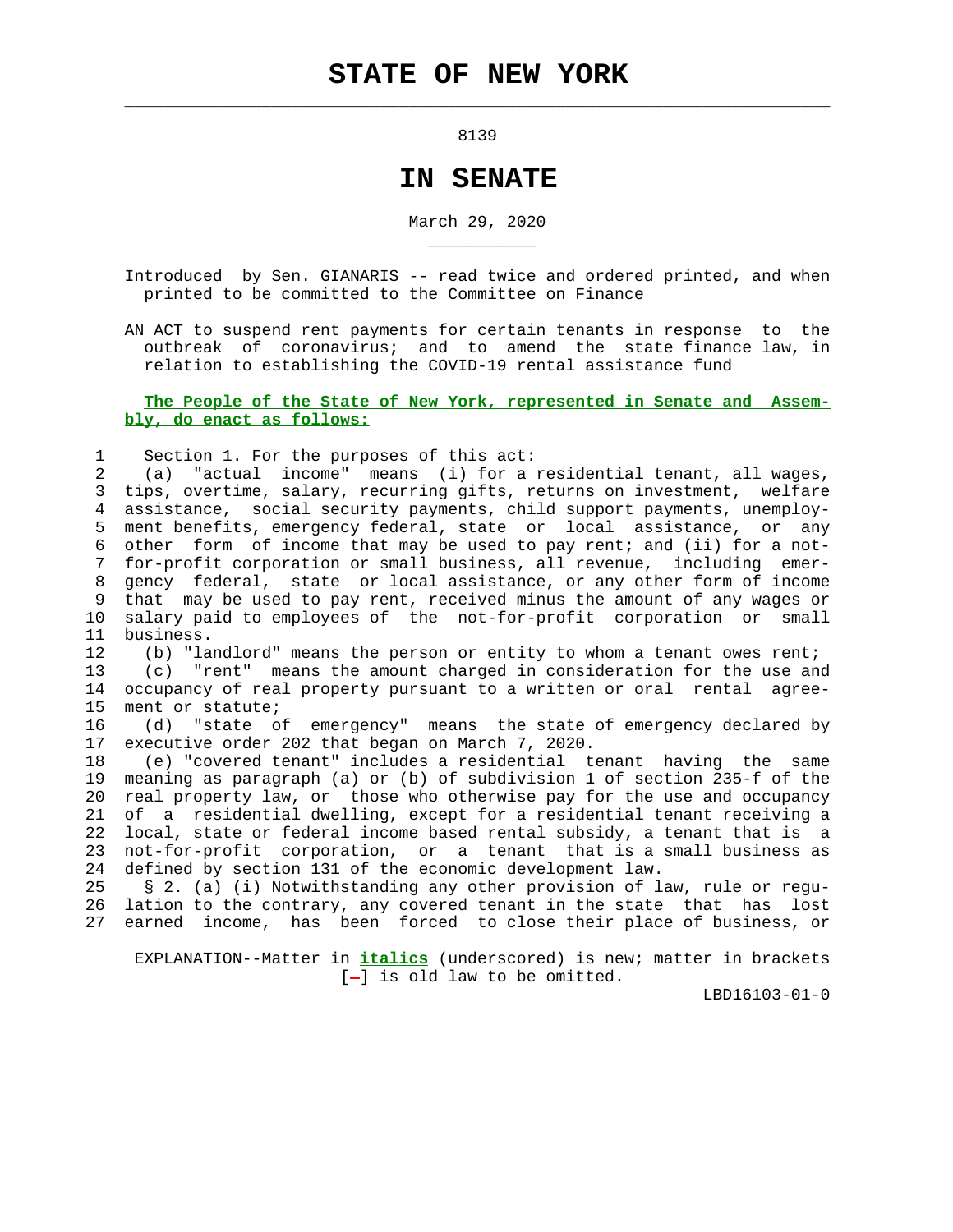# STATE OF NEW YORK

8139

## IN SENATE

March 29, 2020

Introduced by Sen. GIANARIS -- read twice and ordered printed, and when printed to be committed to the Committee on Finance

AN ACT to suspend rent payments for certain tenants in response to the outbreak of coronavirus; and to amend the state finance law, in relation to establishing the COVID-19 rental assistance fund

**The People of the State of New York, represented in Senate and Assembly, do enact as follows:**

Section 1. For the purposes of this act:

(a) "actual income" means (i) for a residential tenant, all wages, tips, overtime, salary, recurring gifts, returns on investment, welfare assistance, social security payments, child support payments, unemployment benefits, emergency federal, state or local assistance, or any other form of income that may be used to pay rent; and (ii) for a not-for-profit corporation or small business, all revenue, including emergency federal, state or local assistance, or any other form of income that may be used to pay rent, received minus the amount of any wages or salary paid to employees of the not-for-profit corporation or small business.

(b) "landlord" means the person or entity to whom a tenant owes rent;

(c) "rent" means the amount charged in consideration for the use and occupancy of real property pursuant to a written or oral rental agreement or statute;

(d) "state of emergency" means the state of emergency declared by executive order 202 that began on March 7, 2020.

(e) "covered tenant" includes a residential tenant having the same meaning as paragraph (a) or (b) of subdivision 1 of section 235-f of the real property law, or those who otherwise pay for the use and occupancy of a residential dwelling, except for a residential tenant receiving a local, state or federal income based rental subsidy, a tenant that is a not-for-profit corporation, or a tenant that is a small business as defined by section 131 of the economic development law.

§ 2. (a) (i) Notwithstanding any other provision of law, rule or regulation to the contrary, any covered tenant in the state that has lost earned income, has been forced to close their place of business, or

EXPLANATION--Matter in ***italics*** (underscored) is new; matter in brackets [-] is old law to be omitted.

LBD16103-01-0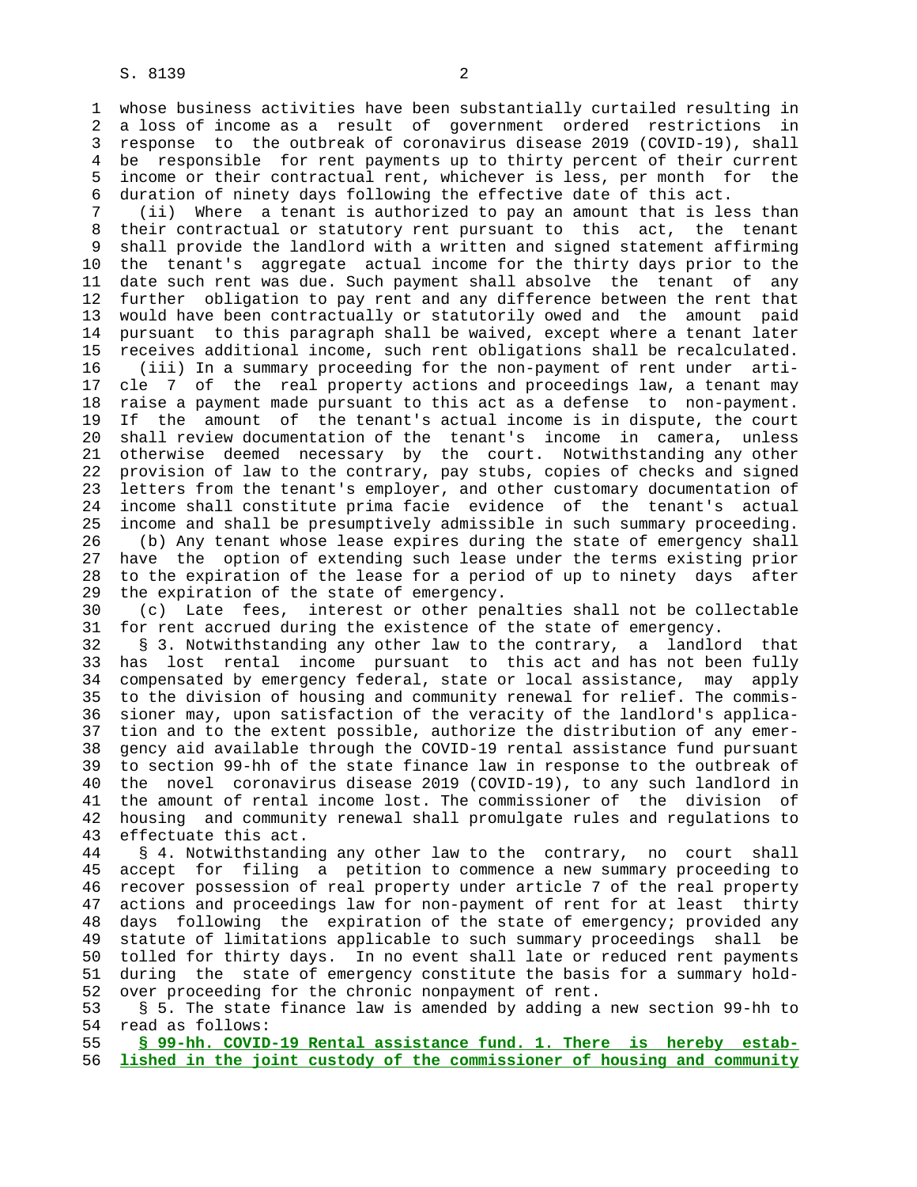whose business activities have been substantially curtailed resulting in a loss of income as a result of government ordered restrictions in response to the outbreak of coronavirus disease 2019 (COVID-19), shall be responsible for rent payments up to thirty percent of their current income or their contractual rent, whichever is less, per month for the duration of ninety days following the effective date of this act.

(ii) Where a tenant is authorized to pay an amount that is less than their contractual or statutory rent pursuant to this act, the tenant shall provide the landlord with a written and signed statement affirming the tenant's aggregate actual income for the thirty days prior to the date such rent was due. Such payment shall absolve the tenant of any further obligation to pay rent and any difference between the rent that would have been contractually or statutorily owed and the amount paid pursuant to this paragraph shall be waived, except where a tenant later receives additional income, such rent obligations shall be recalculated.

(iii) In a summary proceeding for the non-payment of rent under article 7 of the real property actions and proceedings law, a tenant may raise a payment made pursuant to this act as a defense to non-payment. If the amount of the tenant's actual income is in dispute, the court shall review documentation of the tenant's income in camera, unless otherwise deemed necessary by the court. Notwithstanding any other provision of law to the contrary, pay stubs, copies of checks and signed letters from the tenant's employer, and other customary documentation of income shall constitute prima facie evidence of the tenant's actual income and shall be presumptively admissible in such summary proceeding.

(b) Any tenant whose lease expires during the state of emergency shall have the option of extending such lease under the terms existing prior to the expiration of the lease for a period of up to ninety days after the expiration of the state of emergency.

(c) Late fees, interest or other penalties shall not be collectable for rent accrued during the existence of the state of emergency.

§ 3. Notwithstanding any other law to the contrary, a landlord that has lost rental income pursuant to this act and has not been fully compensated by emergency federal, state or local assistance, may apply to the division of housing and community renewal for relief. The commissioner may, upon satisfaction of the veracity of the landlord's application and to the extent possible, authorize the distribution of any emergency aid available through the COVID-19 rental assistance fund pursuant to section 99-hh of the state finance law in response to the outbreak of the novel coronavirus disease 2019 (COVID-19), to any such landlord in the amount of rental income lost. The commissioner of the division of housing and community renewal shall promulgate rules and regulations to effectuate this act.

§ 4. Notwithstanding any other law to the contrary, no court shall accept for filing a petition to commence a new summary proceeding to recover possession of real property under article 7 of the real property actions and proceedings law for non-payment of rent for at least thirty days following the expiration of the state of emergency; provided any statute of limitations applicable to such summary proceedings shall be tolled for thirty days. In no event shall late or reduced rent payments during the state of emergency constitute the basis for a summary holdover proceeding for the chronic nonpayment of rent.

§ 5. The state finance law is amended by adding a new section 99-hh to read as follows:

**§ 99-hh. COVID-19 Rental assistance fund. 1. There is hereby established in the joint custody of the commissioner of housing and community**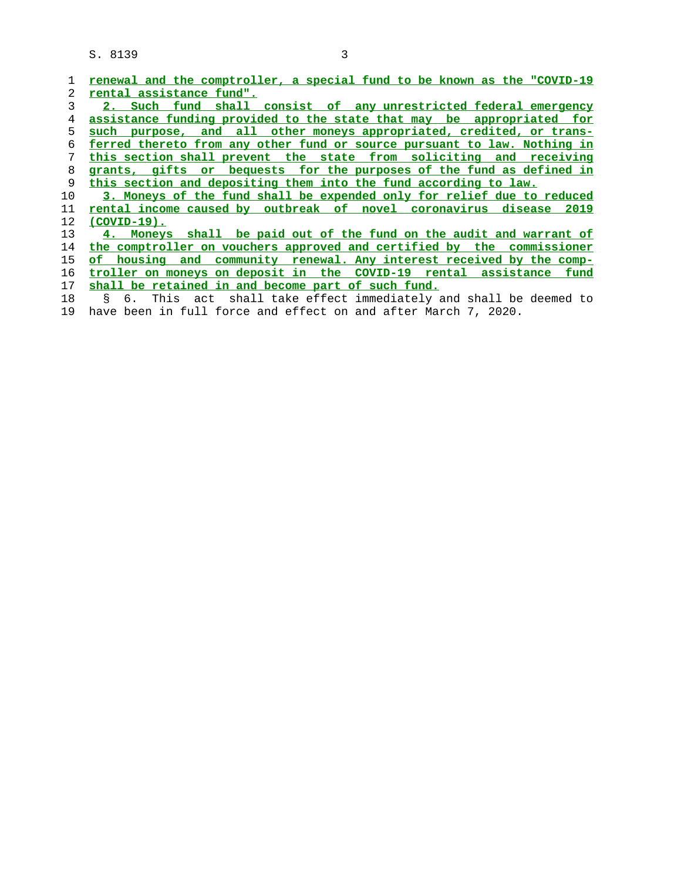renewal and the comptroller, a special fund to be known as the "COVID-19 rental assistance fund".

2. Such fund shall consist of any unrestricted federal emergency assistance funding provided to the state that may be appropriated for such purpose, and all other moneys appropriated, credited, or transferred thereto from any other fund or source pursuant to law. Nothing in this section shall prevent the state from soliciting and receiving grants, gifts or bequests for the purposes of the fund as defined in this section and depositing them into the fund according to law.

3. Moneys of the fund shall be expended only for relief due to reduced rental income caused by outbreak of novel coronavirus disease 2019 (COVID-19).

4. Moneys shall be paid out of the fund on the audit and warrant of the comptroller on vouchers approved and certified by the commissioner of housing and community renewal. Any interest received by the comptroller on moneys on deposit in the COVID-19 rental assistance fund shall be retained in and become part of such fund.

§ 6. This act shall take effect immediately and shall be deemed to have been in full force and effect on and after March 7, 2020.